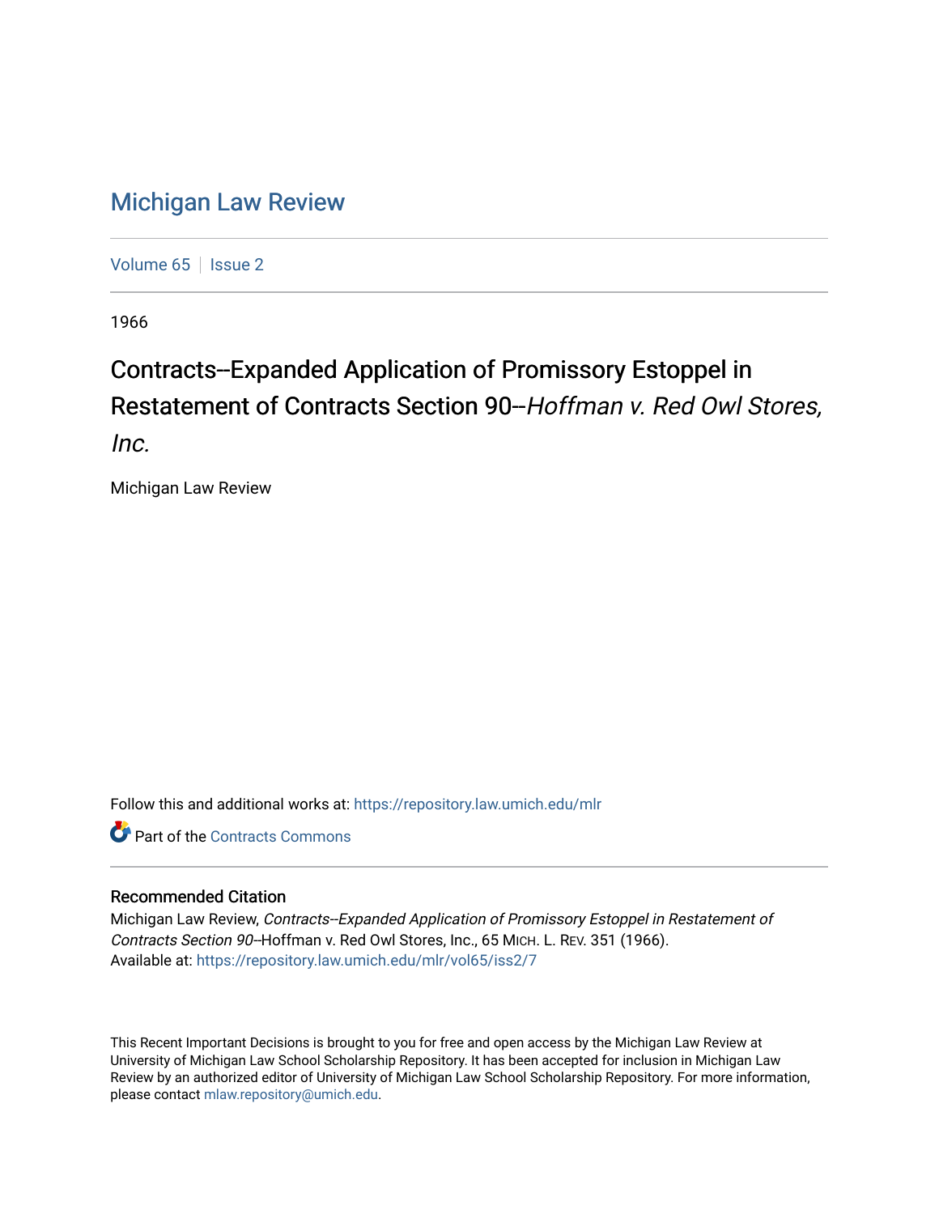# Michigan Law Review

Volume 65 | Issue 2

1966

## Contracts--Expanded Application of Promissory Estoppel in Restatement of Contracts Section 90--*Hoffman v. Red Owl Stores, Inc.*

Michigan Law Review

Follow this and additional works at: https://repository.law.umich.edu/mlr

Part of the Contracts Commons

### Recommended Citation

Michigan Law Review, *Contracts--Expanded Application of Promissory Estoppel in Restatement of Contracts Section 90*--Hoffman v. Red Owl Stores, Inc., 65 MICH. L. REV. 351 (1966).
Available at: https://repository.law.umich.edu/mlr/vol65/iss2/7

This Recent Important Decisions is brought to you for free and open access by the Michigan Law Review at University of Michigan Law School Scholarship Repository. It has been accepted for inclusion in Michigan Law Review by an authorized editor of University of Michigan Law School Scholarship Repository. For more information, please contact mlaw.repository@umich.edu.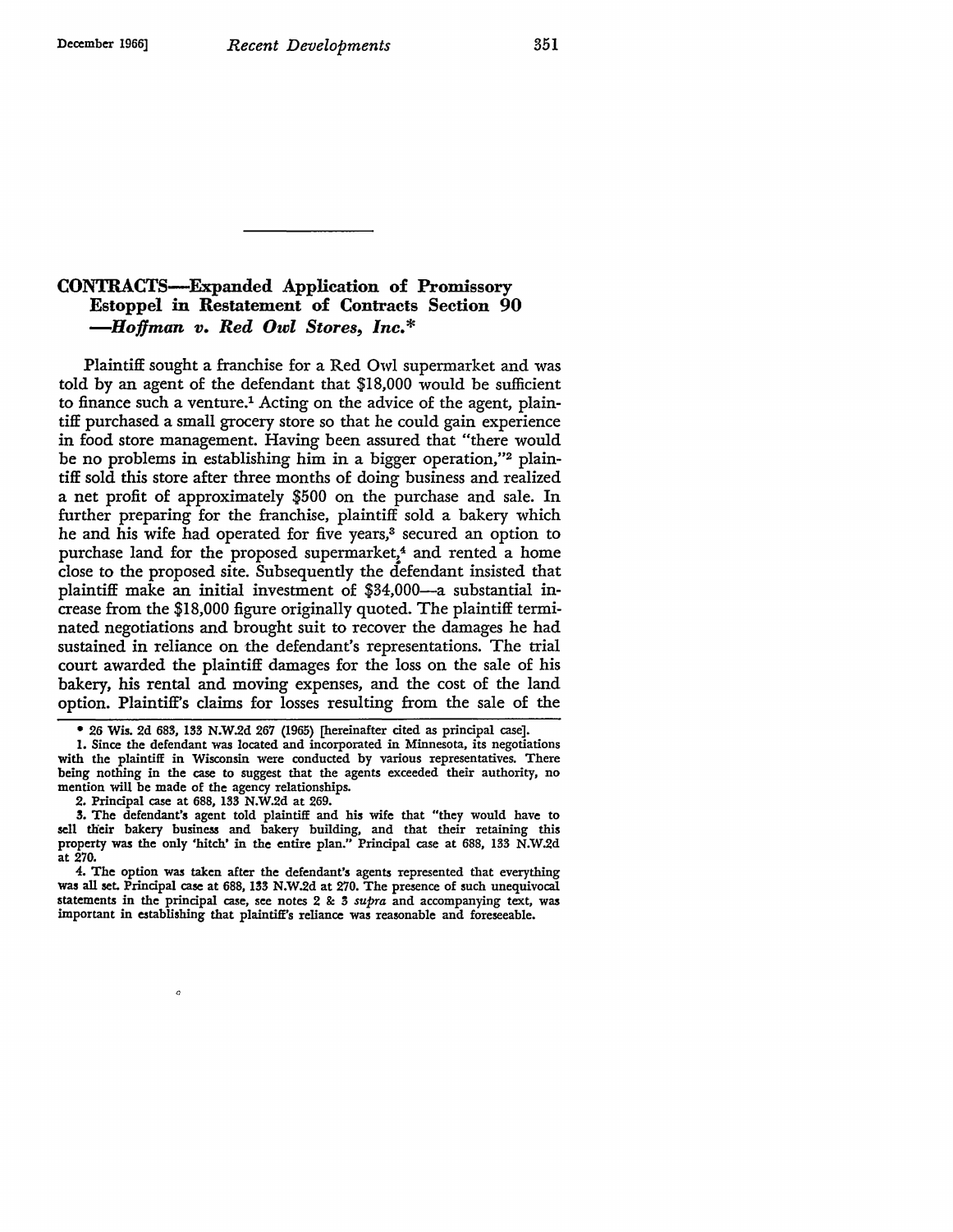## CONTRACTS—Expanded Application of Promissory Estoppel in Restatement of Contracts Section 90 —*Hoffman v. Red Owl Stores, Inc.**

Plaintiff sought a franchise for a Red Owl supermarket and was told by an agent of the defendant that $18,000 would be sufficient to finance such a venture.[1] Acting on the advice of the agent, plaintiff purchased a small grocery store so that he could gain experience in food store management. Having been assured that "there would be no problems in establishing him in a bigger operation,"[2] plaintiff sold this store after three months of doing business and realized a net profit of approximately $500 on the purchase and sale. In further preparing for the franchise, plaintiff sold a bakery which he and his wife had operated for five years,[3] secured an option to purchase land for the proposed supermarket,[4] and rented a home close to the proposed site. Subsequently the defendant insisted that plaintiff make an initial investment of $34,000—a substantial increase from the $18,000 figure originally quoted. The plaintiff terminated negotiations and brought suit to recover the damages he had sustained in reliance on the defendant's representations. The trial court awarded the plaintiff damages for the loss on the sale of his bakery, his rental and moving expenses, and the cost of the land option. Plaintiff's claims for losses resulting from the sale of the

---

* 26 Wis. 2d 683, 133 N.W.2d 267 (1965) [hereinafter cited as principal case].

1. Since the defendant was located and incorporated in Minnesota, its negotiations with the plaintiff in Wisconsin were conducted by various representatives. There being nothing in the case to suggest that the agents exceeded their authority, no mention will be made of the agency relationships.

2. Principal case at 688, 133 N.W.2d at 269.

3. The defendant's agent told plaintiff and his wife that "they would have to sell their bakery business and bakery building, and that their retaining this property was the only 'hitch' in the entire plan." Principal case at 688, 133 N.W.2d at 270.

4. The option was taken after the defendant's agents represented that everything was all set. Principal case at 688, 133 N.W.2d at 270. The presence of such unequivocal statements in the principal case, see notes 2 & 3 *supra* and accompanying text, was important in establishing that plaintiff's reliance was reasonable and foreseeable.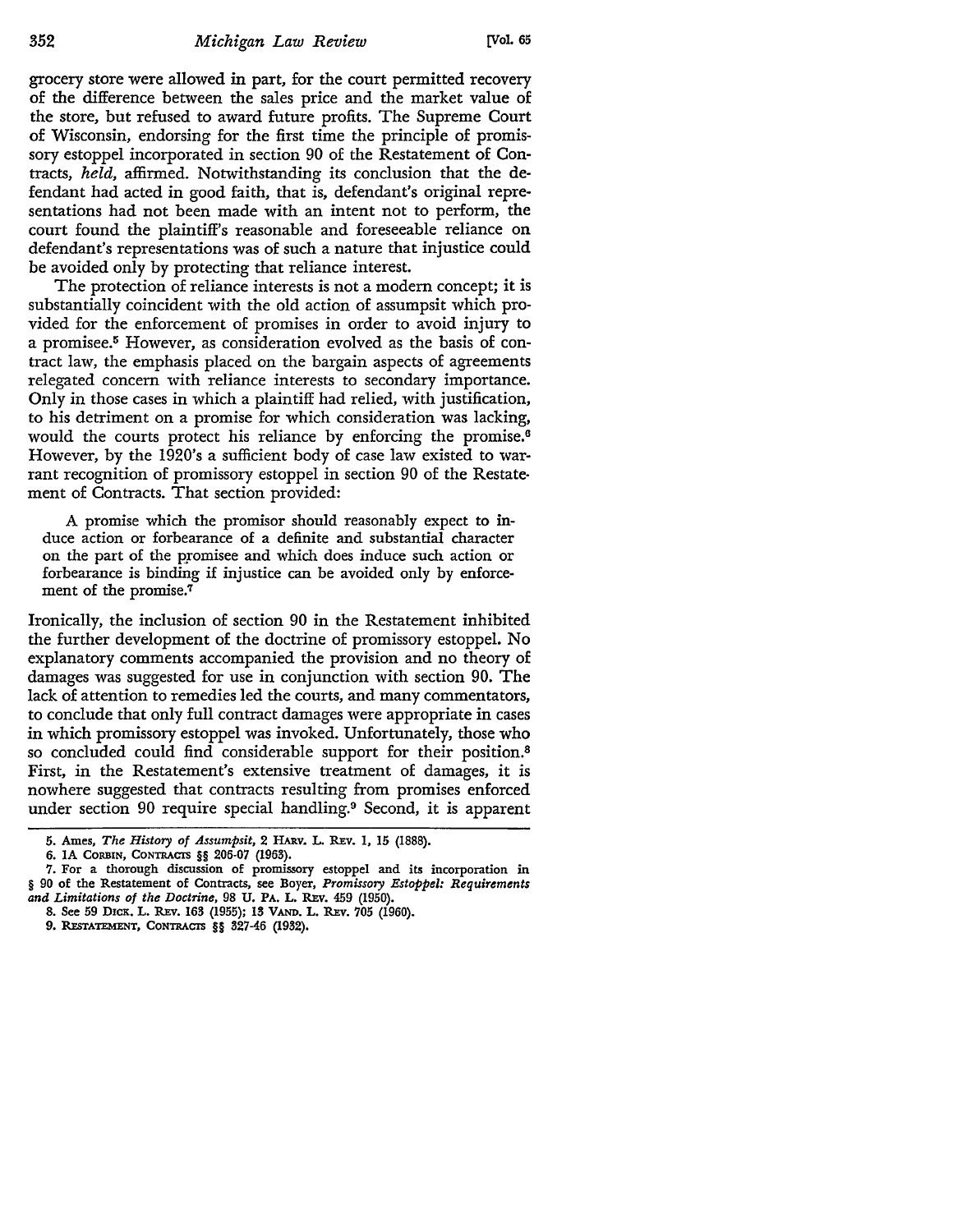grocery store were allowed in part, for the court permitted recovery of the difference between the sales price and the market value of the store, but refused to award future profits. The Supreme Court of Wisconsin, endorsing for the first time the principle of promissory estoppel incorporated in section 90 of the Restatement of Contracts, *held*, affirmed. Notwithstanding its conclusion that the defendant had acted in good faith, that is, defendant's original representations had not been made with an intent not to perform, the court found the plaintiff's reasonable and foreseeable reliance on defendant's representations was of such a nature that injustice could be avoided only by protecting that reliance interest.

The protection of reliance interests is not a modern concept; it is substantially coincident with the old action of assumpsit which provided for the enforcement of promises in order to avoid injury to a promisee.[5] However, as consideration evolved as the basis of contract law, the emphasis placed on the bargain aspects of agreements relegated concern with reliance interests to secondary importance. Only in those cases in which a plaintiff had relied, with justification, to his detriment on a promise for which consideration was lacking, would the courts protect his reliance by enforcing the promise.[6] However, by the 1920's a sufficient body of case law existed to warrant recognition of promissory estoppel in section 90 of the Restatement of Contracts. That section provided:

> A promise which the promisor should reasonably expect to induce action or forbearance of a definite and substantial character on the part of the promisee and which does induce such action or forbearance is binding if injustice can be avoided only by enforcement of the promise.[7]

Ironically, the inclusion of section 90 in the Restatement inhibited the further development of the doctrine of promissory estoppel. No explanatory comments accompanied the provision and no theory of damages was suggested for use in conjunction with section 90. The lack of attention to remedies led the courts, and many commentators, to conclude that only full contract damages were appropriate in cases in which promissory estoppel was invoked. Unfortunately, those who so concluded could find considerable support for their position.[8] First, in the Restatement's extensive treatment of damages, it is nowhere suggested that contracts resulting from promises enforced under section 90 require special handling.[9] Second, it is apparent

---

5. Ames, *The History of Assumpsit*, 2 HARV. L. REV. 1, 15 (1888).

6. 1A CORBIN, CONTRACTS §§ 205-07 (1963).

7. For a thorough discussion of promissory estoppel and its incorporation in § 90 of the Restatement of Contracts, see Boyer, *Promissory Estoppel: Requirements and Limitations of the Doctrine*, 98 U. PA. L. REV. 459 (1950).

8. See 59 DICK. L. REV. 163 (1955); 13 VAND. L. REV. 705 (1960).

9. RESTATEMENT, CONTRACTS §§ 327-46 (1932).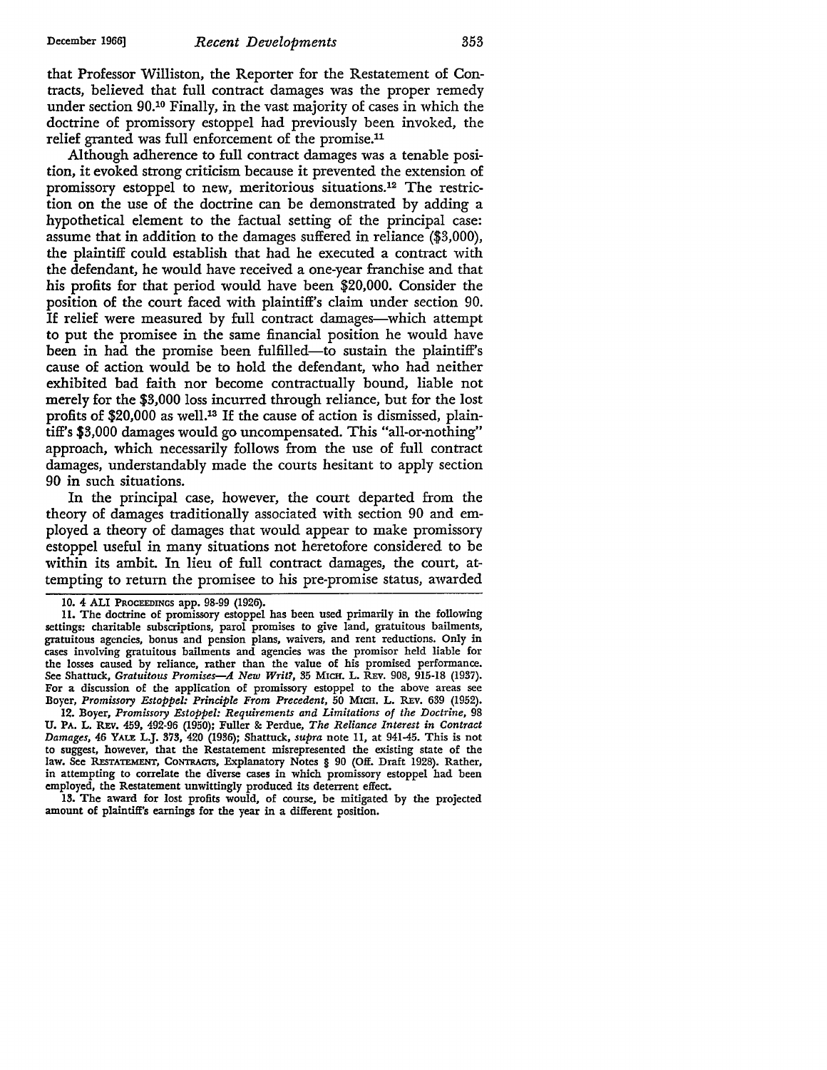that Professor Williston, the Reporter for the Restatement of Contracts, believed that full contract damages was the proper remedy under section 90.[10] Finally, in the vast majority of cases in which the doctrine of promissory estoppel had previously been invoked, the relief granted was full enforcement of the promise.[11]

Although adherence to full contract damages was a tenable position, it evoked strong criticism because it prevented the extension of promissory estoppel to new, meritorious situations.[12] The restriction on the use of the doctrine can be demonstrated by adding a hypothetical element to the factual setting of the principal case: assume that in addition to the damages suffered in reliance ($3,000), the plaintiff could establish that had he executed a contract with the defendant, he would have received a one-year franchise and that his profits for that period would have been $20,000. Consider the position of the court faced with plaintiff's claim under section 90. If relief were measured by full contract damages—which attempt to put the promisee in the same financial position he would have been in had the promise been fulfilled—to sustain the plaintiff's cause of action would be to hold the defendant, who had neither exhibited bad faith nor become contractually bound, liable not merely for the $3,000 loss incurred through reliance, but for the lost profits of $20,000 as well.[13] If the cause of action is dismissed, plaintiff's $3,000 damages would go uncompensated. This "all-or-nothing" approach, which necessarily follows from the use of full contract damages, understandably made the courts hesitant to apply section 90 in such situations.

In the principal case, however, the court departed from the theory of damages traditionally associated with section 90 and employed a theory of damages that would appear to make promissory estoppel useful in many situations not heretofore considered to be within its ambit. In lieu of full contract damages, the court, attempting to return the promisee to his pre-promise status, awarded

---

10. 4 ALI PROCEEDINGS app. 98-99 (1926).

11. The doctrine of promissory estoppel has been used primarily in the following settings: charitable subscriptions, parol promises to give land, gratuitous bailments, gratuitous agencies, bonus and pension plans, waivers, and rent reductions. Only in cases involving gratuitous bailments and agencies was the promisor held liable for the losses caused by reliance, rather than the value of his promised performance. See Shattuck, *Gratuitous Promises—A New Writ?*, 35 MICH. L. REV. 908, 915-18 (1937). For a discussion of the application of promissory estoppel to the above areas see Boyer, *Promissory Estoppel: Principle From Precedent*, 50 MICH. L. REV. 639 (1952).

12. Boyer, *Promissory Estoppel: Requirements and Limitations of the Doctrine*, 98 U. PA. L. REV. 459, 492-96 (1950); Fuller & Perdue, *The Reliance Interest in Contract Damages*, 46 YALE L.J. 373, 420 (1936); Shattuck, *supra* note 11, at 941-45. This is not to suggest, however, that the Restatement misrepresented the existing state of the law. See RESTATEMENT, CONTRACTS, Explanatory Notes § 90 (Off. Draft 1928). Rather, in attempting to correlate the diverse cases in which promissory estoppel had been employed, the Restatement unwittingly produced its deterrent effect.

13. The award for lost profits would, of course, be mitigated by the projected amount of plaintiff's earnings for the year in a different position.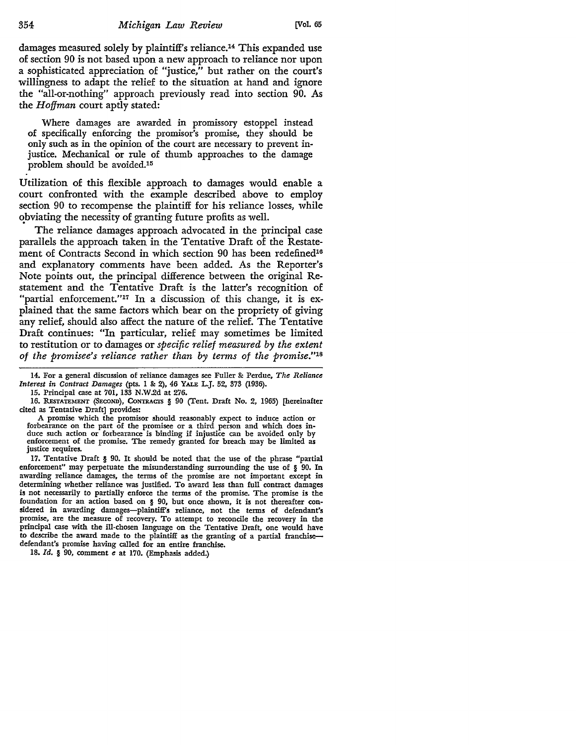damages measured solely by plaintiff's reliance.[14] This expanded use of section 90 is not based upon a new approach to reliance nor upon a sophisticated appreciation of "justice," but rather on the court's willingness to adapt the relief to the situation at hand and ignore the "all-or-nothing" approach previously read into section 90. As the *Hoffman* court aptly stated:

> Where damages are awarded in promissory estoppel instead of specifically enforcing the promisor's promise, they should be only such as in the opinion of the court are necessary to prevent injustice. Mechanical or rule of thumb approaches to the damage problem should be avoided.[15]

Utilization of this flexible approach to damages would enable a court confronted with the example described above to employ section 90 to recompense the plaintiff for his reliance losses, while obviating the necessity of granting future profits as well.

The reliance damages approach advocated in the principal case parallels the approach taken in the Tentative Draft of the Restatement of Contracts Second in which section 90 has been redefined[16] and explanatory comments have been added. As the Reporter's Note points out, the principal difference between the original Restatement and the Tentative Draft is the latter's recognition of "partial enforcement."[17] In a discussion of this change, it is explained that the same factors which bear on the propriety of giving any relief, should also affect the nature of the relief. The Tentative Draft continues: "In particular, relief may sometimes be limited to restitution or to damages or *specific relief measured by the extent of the promisee's reliance rather than by terms of the promise.*"[18]

---

14. For a general discussion of reliance damages see Fuller & Perdue, *The Reliance Interest in Contract Damages* (pts. 1 & 2), 46 YALE L.J. 52, 373 (1936).

15. Principal case at 701, 133 N.W.2d at 276.

16. RESTATEMENT (SECOND), CONTRACTS § 90 (Tent. Draft No. 2, 1965) [hereinafter cited as Tentative Draft] provides:

> A promise which the promisor should reasonably expect to induce action or forbearance on the part of the promisee or a third person and which does induce such action or forbearance is binding if injustice can be avoided only by enforcement of the promise. The remedy granted for breach may be limited as justice requires.

17. Tentative Draft § 90. It should be noted that the use of the phrase "partial enforcement" may perpetuate the misunderstanding surrounding the use of § 90. In awarding reliance damages, the terms of the promise are not important except in determining whether reliance was justified. To award less than full contract damages is not necessarily to partially enforce the terms of the promise. The promise is the foundation for an action based on § 90, but once shown, it is not thereafter considered in awarding damages—plaintiff's reliance, not the terms of defendant's promise, are the measure of recovery. To attempt to reconcile the recovery in the principal case with the ill-chosen language on the Tentative Draft, one would have to describe the award made to the plaintiff as the granting of a partial franchise—defendant's promise having called for an entire franchise.

18. *Id.* § 90, comment *e* at 170. (Emphasis added.)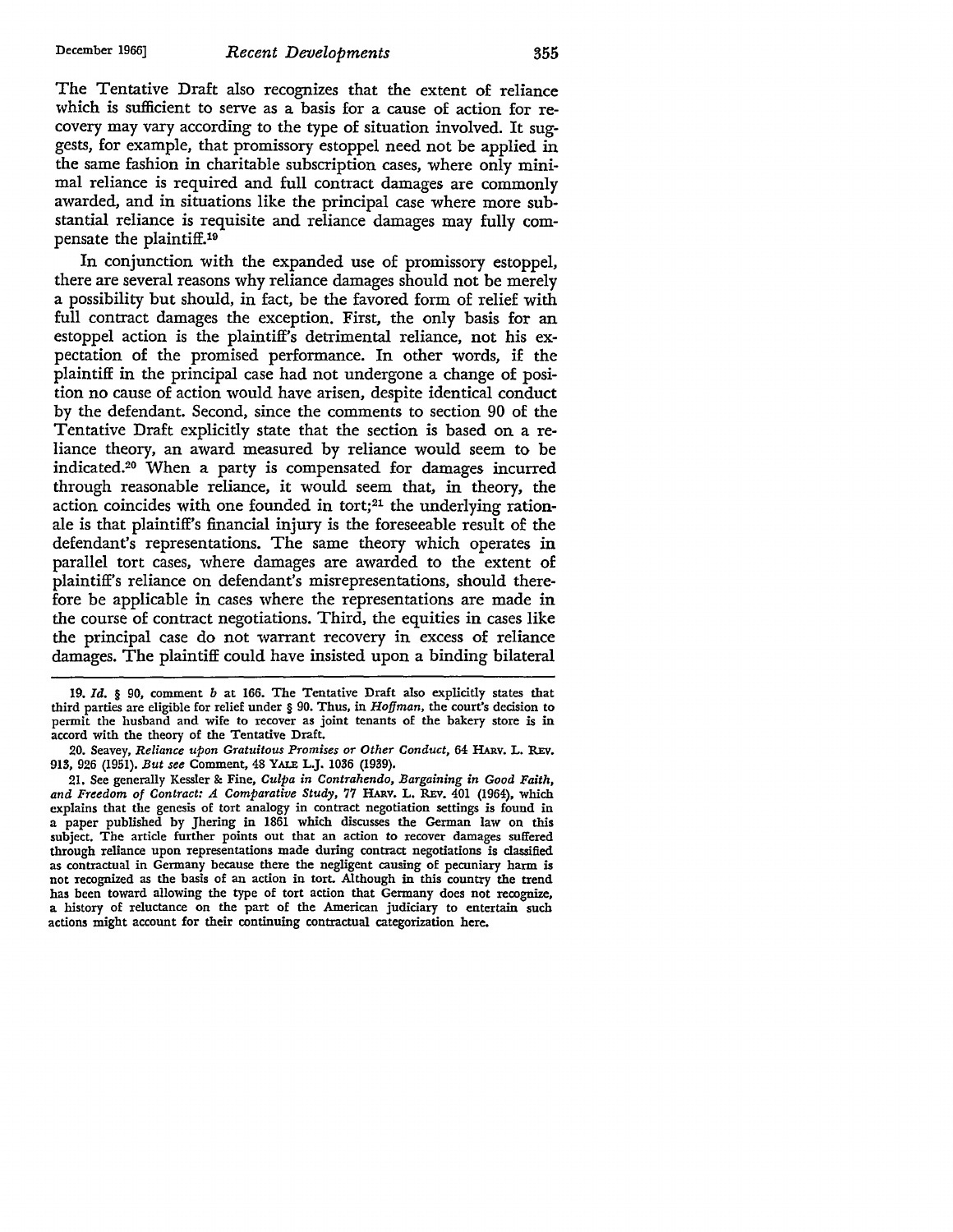The Tentative Draft also recognizes that the extent of reliance which is sufficient to serve as a basis for a cause of action for recovery may vary according to the type of situation involved. It suggests, for example, that promissory estoppel need not be applied in the same fashion in charitable subscription cases, where only minimal reliance is required and full contract damages are commonly awarded, and in situations like the principal case where more substantial reliance is requisite and reliance damages may fully compensate the plaintiff.[19]

In conjunction with the expanded use of promissory estoppel, there are several reasons why reliance damages should not be merely a possibility but should, in fact, be the favored form of relief with full contract damages the exception. First, the only basis for an estoppel action is the plaintiff's detrimental reliance, not his expectation of the promised performance. In other words, if the plaintiff in the principal case had not undergone a change of position no cause of action would have arisen, despite identical conduct by the defendant. Second, since the comments to section 90 of the Tentative Draft explicitly state that the section is based on a reliance theory, an award measured by reliance would seem to be indicated.[20] When a party is compensated for damages incurred through reasonable reliance, it would seem that, in theory, the action coincides with one founded in tort;[21] the underlying rationale is that plaintiff's financial injury is the foreseeable result of the defendant's representations. The same theory which operates in parallel tort cases, where damages are awarded to the extent of plaintiff's reliance on defendant's misrepresentations, should therefore be applicable in cases where the representations are made in the course of contract negotiations. Third, the equities in cases like the principal case do not warrant recovery in excess of reliance damages. The plaintiff could have insisted upon a binding bilateral

---

19. *Id.* § 90, comment *b* at 166. The Tentative Draft also explicitly states that third parties are eligible for relief under § 90. Thus, in *Hoffman*, the court's decision to permit the husband and wife to recover as joint tenants of the bakery store is in accord with the theory of the Tentative Draft.

20. Seavey, *Reliance upon Gratuitous Promises or Other Conduct*, 64 HARV. L. REV. 913, 926 (1951). *But see* Comment, 48 YALE L.J. 1036 (1939).

21. See generally Kessler & Fine, *Culpa in Contrahendo, Bargaining in Good Faith, and Freedom of Contract: A Comparative Study*, 77 HARV. L. REV. 401 (1964), which explains that the genesis of tort analogy in contract negotiation settings is found in a paper published by Jhering in 1861 which discusses the German law on this subject. The article further points out that an action to recover damages suffered through reliance upon representations made during contract negotiations is classified as contractual in Germany because there the negligent causing of pecuniary harm is not recognized as the basis of an action in tort. Although in this country the trend has been toward allowing the type of tort action that Germany does not recognize, a history of reluctance on the part of the American judiciary to entertain such actions might account for their continuing contractual categorization here.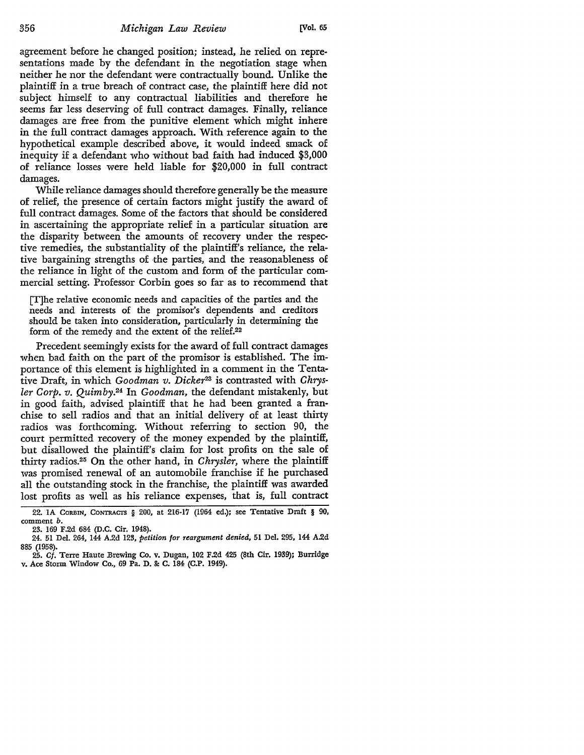agreement before he changed position; instead, he relied on representations made by the defendant in the negotiation stage when neither he nor the defendant were contractually bound. Unlike the plaintiff in a true breach of contract case, the plaintiff here did not subject himself to any contractual liabilities and therefore he seems far less deserving of full contract damages. Finally, reliance damages are free from the punitive element which might inhere in the full contract damages approach. With reference again to the hypothetical example described above, it would indeed smack of inequity if a defendant who without bad faith had induced $3,000 of reliance losses were held liable for $20,000 in full contract damages.

While reliance damages should therefore generally be the measure of relief, the presence of certain factors might justify the award of full contract damages. Some of the factors that should be considered in ascertaining the appropriate relief in a particular situation are the disparity between the amounts of recovery under the respective remedies, the substantiality of the plaintiff's reliance, the relative bargaining strengths of the parties, and the reasonableness of the reliance in light of the custom and form of the particular commercial setting. Professor Corbin goes so far as to recommend that

> [T]he relative economic needs and capacities of the parties and the needs and interests of the promisor's dependents and creditors should be taken into consideration, particularly in determining the form of the remedy and the extent of the relief.[22]

Precedent seemingly exists for the award of full contract damages when bad faith on the part of the promisor is established. The importance of this element is highlighted in a comment in the Tentative Draft, in which *Goodman v. Dicker*[23] is contrasted with *Chrysler Corp. v. Quimby*.[24] In *Goodman*, the defendant mistakenly, but in good faith, advised plaintiff that he had been granted a franchise to sell radios and that an initial delivery of at least thirty radios was forthcoming. Without referring to section 90, the court permitted recovery of the money expended by the plaintiff, but disallowed the plaintiff's claim for lost profits on the sale of thirty radios.[25] On the other hand, in *Chrysler*, where the plaintiff was promised renewal of an automobile franchise if he purchased all the outstanding stock in the franchise, the plaintiff was awarded lost profits as well as his reliance expenses, that is, full contract

---

22. 1A CORBIN, CONTRACTS § 200, at 216-17 (1964 ed.); see Tentative Draft § 90, comment *b*.

23. 169 F.2d 684 (D.C. Cir. 1948).

24. 51 Del. 264, 144 A.2d 123, *petition for reargument denied*, 51 Del. 295, 144 A.2d 885 (1958).

25. *Cf.* Terre Haute Brewing Co. v. Dugan, 102 F.2d 425 (8th Cir. 1939); Burridge v. Ace Storm Window Co., 69 Pa. D. & C. 184 (C.P. 1949).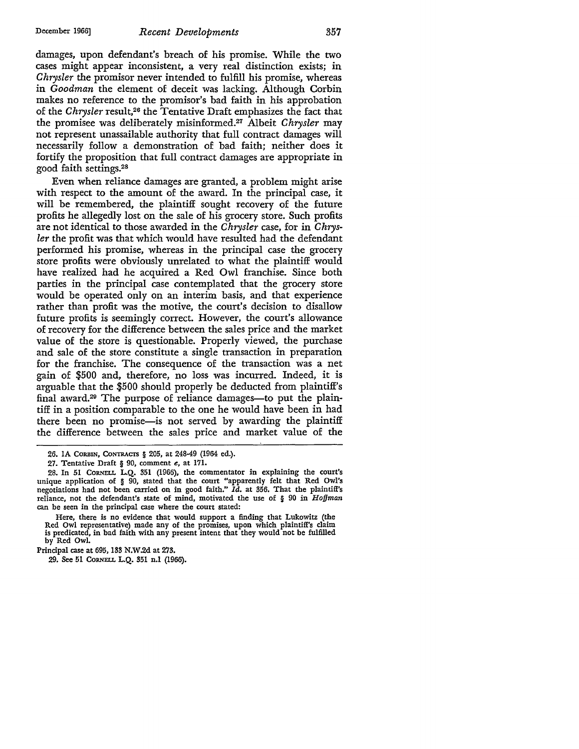damages, upon defendant's breach of his promise. While the two cases might appear inconsistent, a very real distinction exists; in *Chrysler* the promisor never intended to fulfill his promise, whereas in *Goodman* the element of deceit was lacking. Although Corbin makes no reference to the promisor's bad faith in his approbation of the *Chrysler* result,[26] the Tentative Draft emphasizes the fact that the promisee was deliberately misinformed.[27] Albeit *Chrysler* may not represent unassailable authority that full contract damages will necessarily follow a demonstration of bad faith; neither does it fortify the proposition that full contract damages are appropriate in good faith settings.[28]

Even when reliance damages are granted, a problem might arise with respect to the amount of the award. In the principal case, it will be remembered, the plaintiff sought recovery of the future profits he allegedly lost on the sale of his grocery store. Such profits are not identical to those awarded in the *Chrysler* case, for in *Chrysler* the profit was that which would have resulted had the defendant performed his promise, whereas in the principal case the grocery store profits were obviously unrelated to what the plaintiff would have realized had he acquired a Red Owl franchise. Since both parties in the principal case contemplated that the grocery store would be operated only on an interim basis, and that experience rather than profit was the motive, the court's decision to disallow future profits is seemingly correct. However, the court's allowance of recovery for the difference between the sales price and the market value of the store is questionable. Properly viewed, the purchase and sale of the store constitute a single transaction in preparation for the franchise. The consequence of the transaction was a net gain of $500 and, therefore, no loss was incurred. Indeed, it is arguable that the $500 should properly be deducted from plaintiff's final award.[29] The purpose of reliance damages—to put the plaintiff in a position comparable to the one he would have been in had there been no promise—is not served by awarding the plaintiff the difference between the sales price and market value of the

---

26. 1A CORBIN, CONTRACTS § 205, at 248-49 (1964 ed.).

27. Tentative Draft § 90, comment *e*, at 171.

28. In 51 CORNELL L.Q. 351 (1966), the commentator in explaining the court's unique application of § 90, stated that the court "apparently felt that Red Owl's negotiations had not been carried on in good faith." *Id.* at 356. That the plaintiff's reliance, not the defendant's state of mind, motivated the use of § 90 in *Hoffman* can be seen in the principal case where the court stated:

> Here, there is no evidence that would support a finding that Lukowitz (the Red Owl representative) made any of the promises, upon which plaintiff's claim is predicated, in bad faith with any present intent that they would not be fulfilled by Red Owl.

Principal case at 695, 133 N.W.2d at 273.

29. See 51 CORNELL L.Q. 351 n.1 (1966).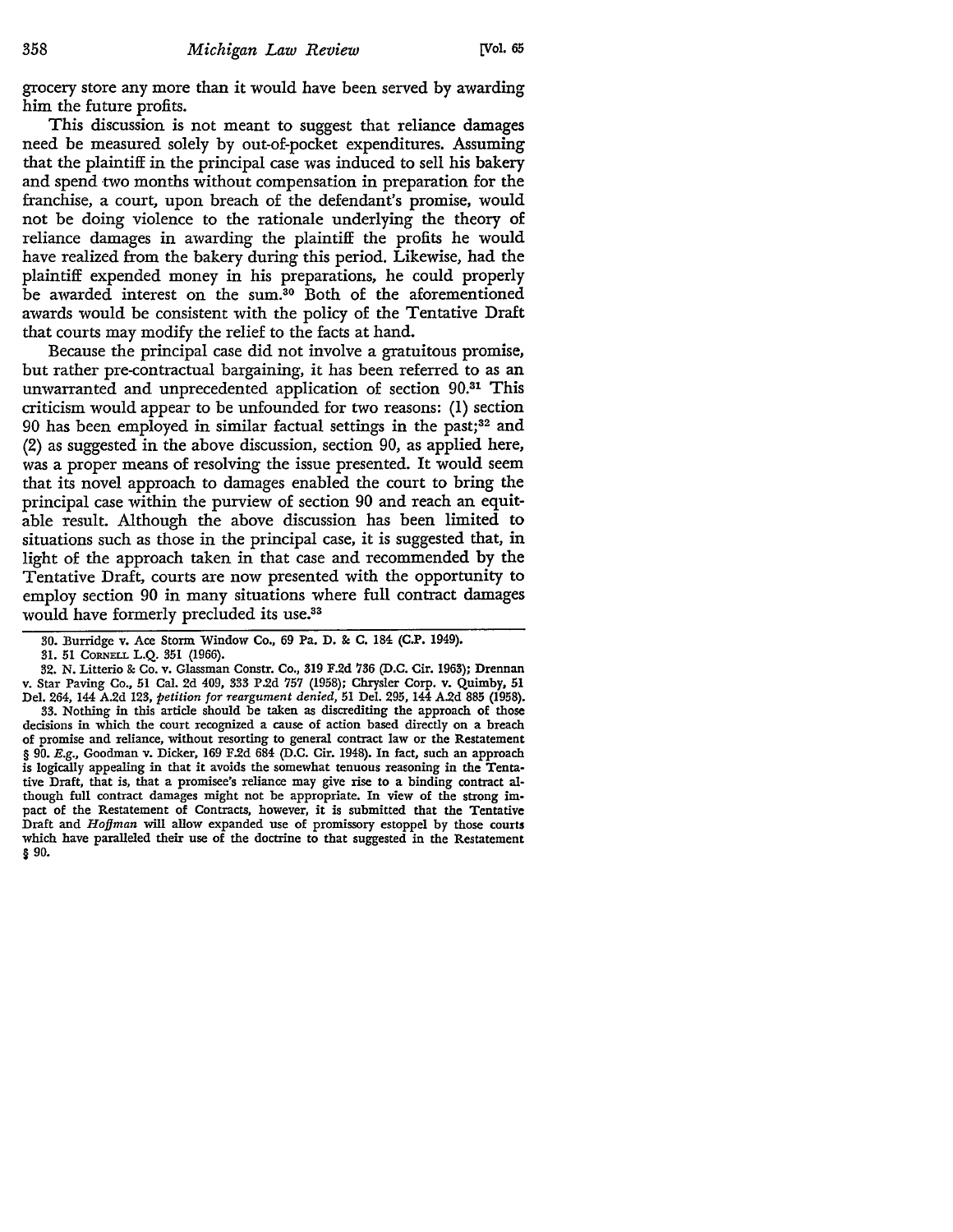grocery store any more than it would have been served by awarding him the future profits.

This discussion is not meant to suggest that reliance damages need be measured solely by out-of-pocket expenditures. Assuming that the plaintiff in the principal case was induced to sell his bakery and spend two months without compensation in preparation for the franchise, a court, upon breach of the defendant's promise, would not be doing violence to the rationale underlying the theory of reliance damages in awarding the plaintiff the profits he would have realized from the bakery during this period. Likewise, had the plaintiff expended money in his preparations, he could properly be awarded interest on the sum.[30] Both of the aforementioned awards would be consistent with the policy of the Tentative Draft that courts may modify the relief to the facts at hand.

Because the principal case did not involve a gratuitous promise, but rather pre-contractual bargaining, it has been referred to as an unwarranted and unprecedented application of section 90.[31] This criticism would appear to be unfounded for two reasons: (1) section 90 has been employed in similar factual settings in the past;[32] and (2) as suggested in the above discussion, section 90, as applied here, was a proper means of resolving the issue presented. It would seem that its novel approach to damages enabled the court to bring the principal case within the purview of section 90 and reach an equitable result. Although the above discussion has been limited to situations such as those in the principal case, it is suggested that, in light of the approach taken in that case and recommended by the Tentative Draft, courts are now presented with the opportunity to employ section 90 in many situations where full contract damages would have formerly precluded its use.[33]

---

30. Burridge v. Ace Storm Window Co., 69 Pa. D. & C. 184 (C.P. 1949).

31. 51 Cornell L.Q. 351 (1966).

32. N. Litterio & Co. v. Glassman Constr. Co., 319 F.2d 736 (D.C. Cir. 1963); Drennan v. Star Paving Co., 51 Cal. 2d 409, 333 P.2d 757 (1958); Chrysler Corp. v. Quimby, 51 Del. 264, 144 A.2d 123, *petition for reargument denied*, 51 Del. 295, 144 A.2d 885 (1958).

33. Nothing in this article should be taken as discrediting the approach of those decisions in which the court recognized a cause of action based directly on a breach of promise and reliance, without resorting to general contract law or the Restatement § 90. *E.g.*, Goodman v. Dicker, 169 F.2d 684 (D.C. Cir. 1948). In fact, such an approach is logically appealing in that it avoids the somewhat tenuous reasoning in the Tentative Draft, that is, that a promisee's reliance may give rise to a binding contract although full contract damages might not be appropriate. In view of the strong impact of the Restatement of Contracts, however, it is submitted that the Tentative Draft and *Hoffman* will allow expanded use of promissory estoppel by those courts which have paralleled their use of the doctrine to that suggested in the Restatement § 90.